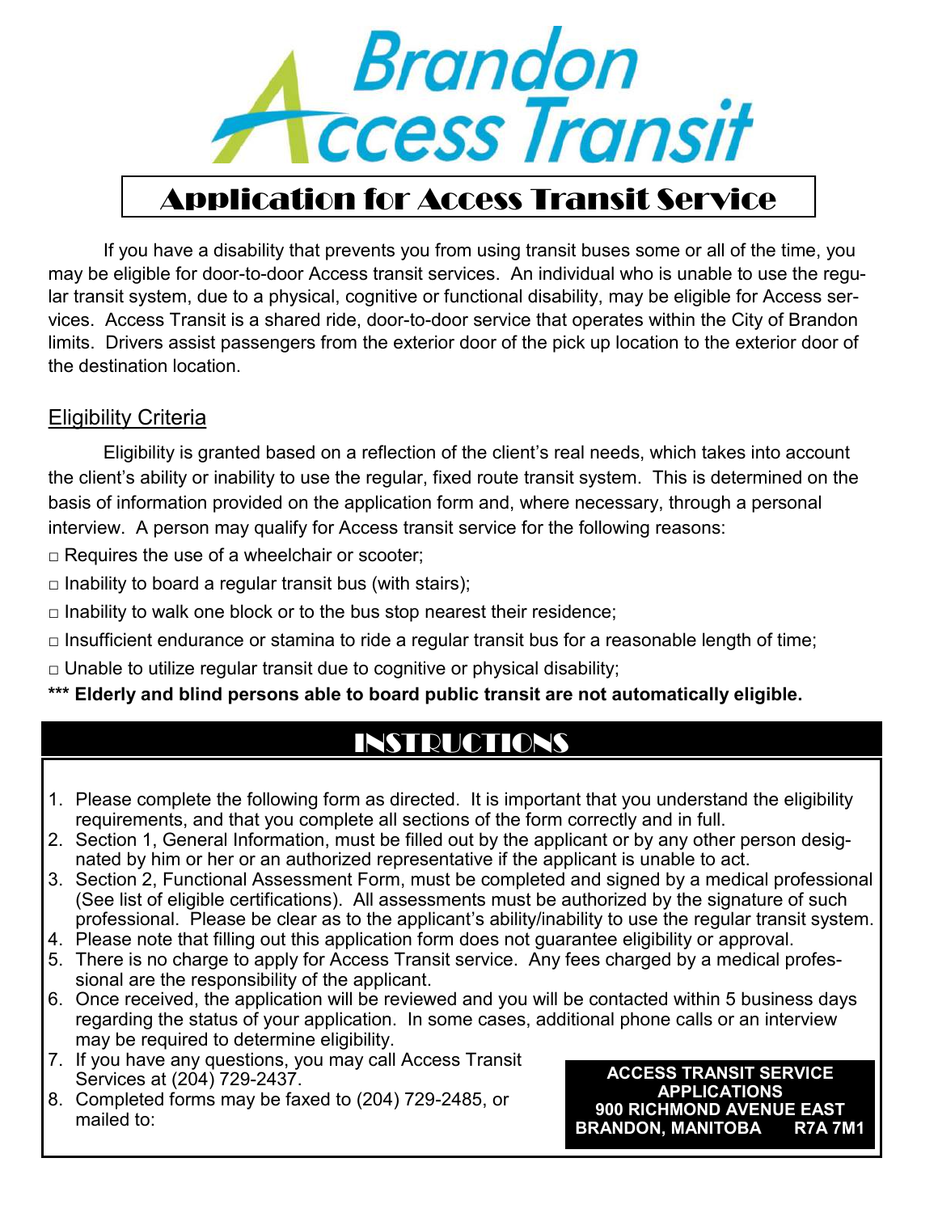# Brandon Access Transit

## Application for Access Transit Service

If you have a disability that prevents you from using transit buses some or all of the time, you may be eligible for door-to-door Access transit services. An individual who is unable to use the regular transit system, due to a physical, cognitive or functional disability, may be eligible for Access services. Access Transit is a shared ride, door-to-door service that operates within the City of Brandon limits. Drivers assist passengers from the exterior door of the pick up location to the exterior door of the destination location.

### Eligibility Criteria

Eligibility is granted based on a reflection of the client's real needs, which takes into account the client's ability or inability to use the regular, fixed route transit system. This is determined on the basis of information provided on the application form and, where necessary, through a personal interview. A person may qualify for Access transit service for the following reasons:

- □ Requires the use of a wheelchair or scooter;
- □ Inability to board a regular transit bus (with stairs);
- □ Inability to walk one block or to the bus stop nearest their residence;
- □ Insufficient endurance or stamina to ride a regular transit bus for a reasonable length of time;
- □ Unable to utilize regular transit due to cognitive or physical disability;

**\*\*\* Elderly and blind persons able to board public transit are not automatically eligible.**

## INSTRUCTIONS

1. Please complete the following form as directed. It is important that you understand the eligibility requirements, and that you complete all sections of the form correctly and in full.
2. Section 1, General Information, must be filled out by the applicant or by any other person designated by him or her or an authorized representative if the applicant is unable to act.
3. Section 2, Functional Assessment Form, must be completed and signed by a medical professional (See list of eligible certifications). All assessments must be authorized by the signature of such professional. Please be clear as to the applicant's ability/inability to use the regular transit system.
4. Please note that filling out this application form does not guarantee eligibility or approval.
5. There is no charge to apply for Access Transit service. Any fees charged by a medical professional are the responsibility of the applicant.
6. Once received, the application will be reviewed and you will be contacted within 5 business days regarding the status of your application. In some cases, additional phone calls or an interview may be required to determine eligibility.
7. If you have any questions, you may call Access Transit Services at (204) 729-2437.
8. Completed forms may be faxed to (204) 729-2485, or mailed to:

**ACCESS TRANSIT SERVICE APPLICATIONS**
**900 RICHMOND AVENUE EAST**
**BRANDON, MANITOBA R7A 7M1**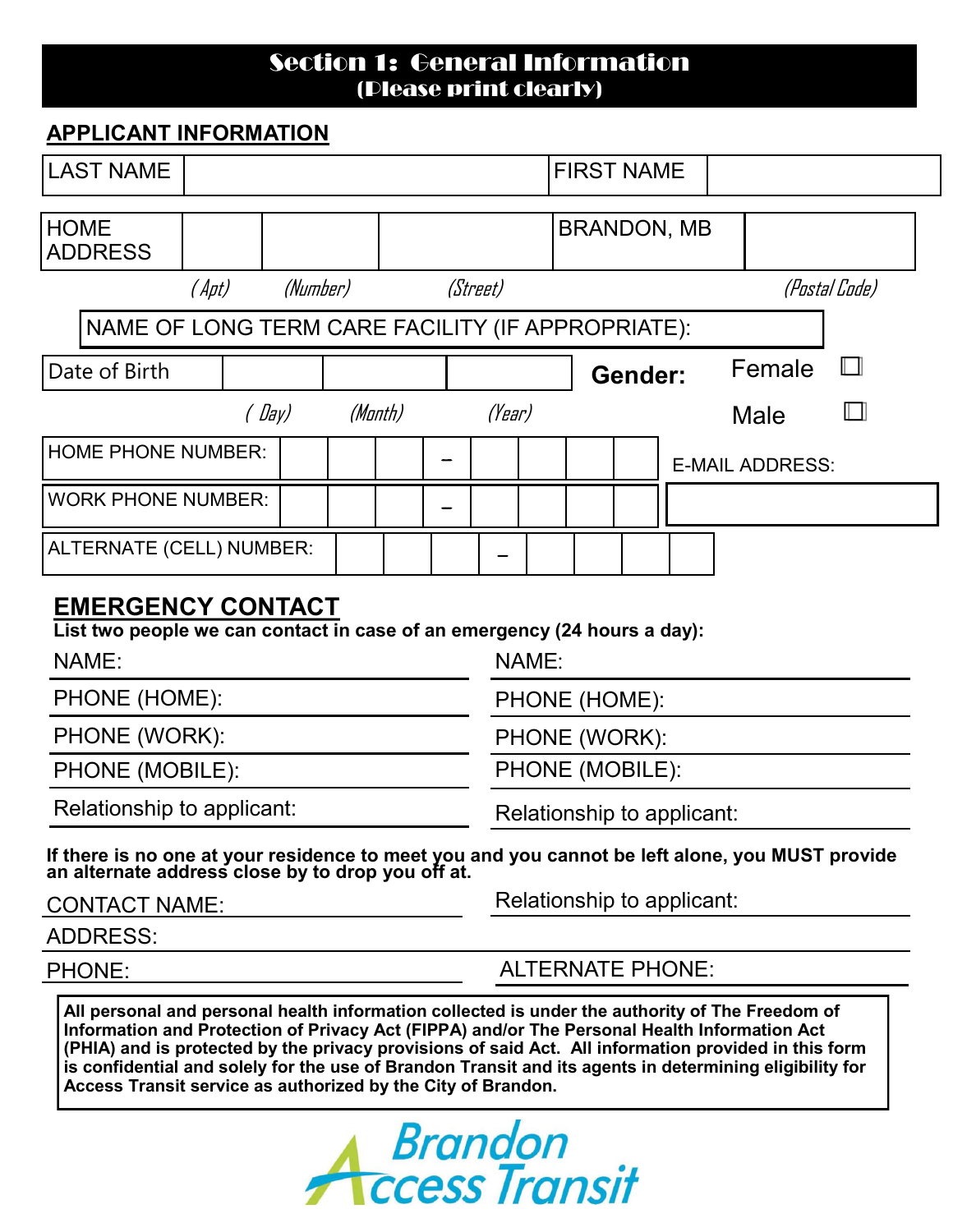# Section 1: General Information
**(Please print clearly)**

## APPLICANT INFORMATION

| LAST NAME | | FIRST NAME | |
|---|---|---|---|

| HOME ADDRESS | | | | BRANDON, MB | |
|---|---|---|---|---|---|
| | *(Apt)* | *(Number)* | *(Street)* | | *(Postal Code)* |

NAME OF LONG TERM CARE FACILITY (IF APPROPRIATE):

| Date of Birth | | | |
|---|---|---|---|
| | *(Day)* | *(Month)* | *(Year)* |

**Gender:** Female ☐ Male ☐

| HOME PHONE NUMBER: | | | | – | | | | |
|---|---|---|---|---|---|---|---|---|
| WORK PHONE NUMBER: | | | | – | | | | |
| ALTERNATE (CELL) NUMBER: | | | | – | | | | |

E-MAIL ADDRESS:

## EMERGENCY CONTACT

**List two people we can contact in case of an emergency (24 hours a day):**

| | |
|---|---|
| NAME: | NAME: |
| PHONE (HOME): | PHONE (HOME): |
| PHONE (WORK): | PHONE (WORK): |
| PHONE (MOBILE): | PHONE (MOBILE): |
| Relationship to applicant: | Relationship to applicant: |

**If there is no one at your residence to meet you and you cannot be left alone, you MUST provide an alternate address close by to drop you off at.**

CONTACT NAME: Relationship to applicant:

ADDRESS:

PHONE: ALTERNATE PHONE:

**All personal and personal health information collected is under the authority of The Freedom of Information and Protection of Privacy Act (FIPPA) and/or The Personal Health Information Act (PHIA) and is protected by the privacy provisions of said Act. All information provided in this form is confidential and solely for the use of Brandon Transit and its agents in determining eligibility for Access Transit service as authorized by the City of Brandon.**

Brandon Access Transit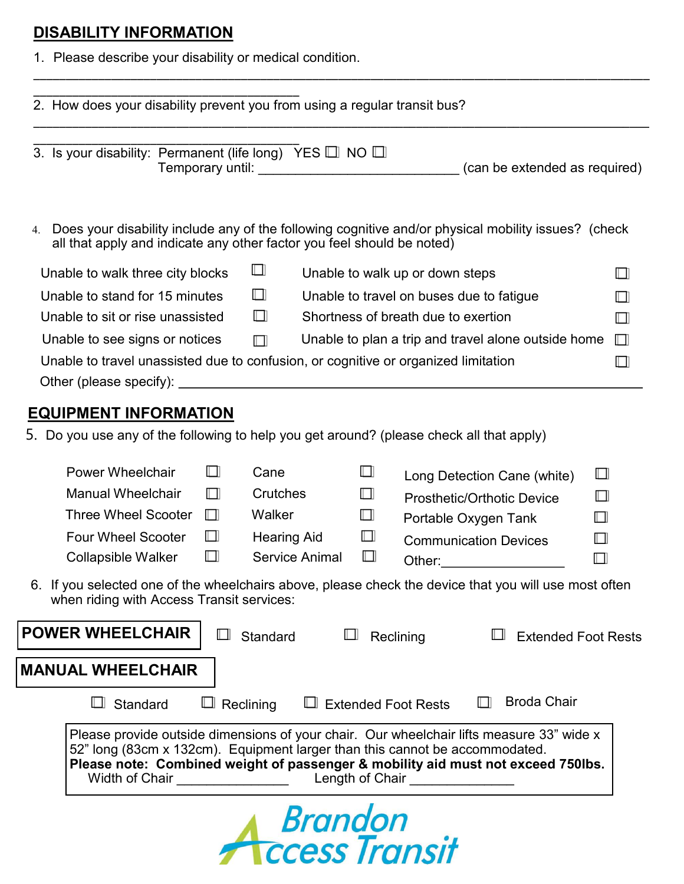## DISABILITY INFORMATION

1. Please describe your disability or medical condition.

_______________________________________________________________________________

____________________________________

2. How does your disability prevent you from using a regular transit bus?

_______________________________________________________________________________

____________________________________

3. Is your disability: Permanent (life long) YES ☐ NO ☐
   Temporary until: ___________________________ (can be extended as required)

4. Does your disability include any of the following cognitive and/or physical mobility issues? (check all that apply and indicate any other factor you feel should be noted)

| | | | |
|---|---|---|---|
| Unable to walk three city blocks | ☐ | Unable to walk up or down steps | ☐ |
| Unable to stand for 15 minutes | ☐ | Unable to travel on buses due to fatigue | ☐ |
| Unable to sit or rise unassisted | ☐ | Shortness of breath due to exertion | ☐ |
| Unable to see signs or notices | ☐ | Unable to plan a trip and travel alone outside home | ☐ |

Unable to travel unassisted due to confusion, or cognitive or organized limitation ☐

Other (please specify): _______________________________________________

## EQUIPMENT INFORMATION

5. Do you use any of the following to help you get around? (please check all that apply)

| | | | | | |
|---|---|---|---|---|---|
| Power Wheelchair | ☐ | Cane | ☐ | Long Detection Cane (white) | ☐ |
| Manual Wheelchair | ☐ | Crutches | ☐ | Prosthetic/Orthotic Device | ☐ |
| Three Wheel Scooter | ☐ | Walker | ☐ | Portable Oxygen Tank | ☐ |
| Four Wheel Scooter | ☐ | Hearing Aid | ☐ | Communication Devices | ☐ |
| Collapsible Walker | ☐ | Service Animal | ☐ | Other:________________ | ☐ |

6. If you selected one of the wheelchairs above, please check the device that you will use most often when riding with Access Transit services:

**POWER WHEELCHAIR** ☐ Standard ☐ Reclining ☐ Extended Foot Rests

**MANUAL WHEELCHAIR**

☐ Standard ☐ Reclining ☐ Extended Foot Rests ☐ Broda Chair

Please provide outside dimensions of your chair. Our wheelchair lifts measure 33" wide x 52" long (83cm x 132cm). Equipment larger than this cannot be accommodated.
**Please note: Combined weight of passenger & mobility aid must not exceed 750lbs.**
Width of Chair _______________ Length of Chair ______________

Brandon Access Transit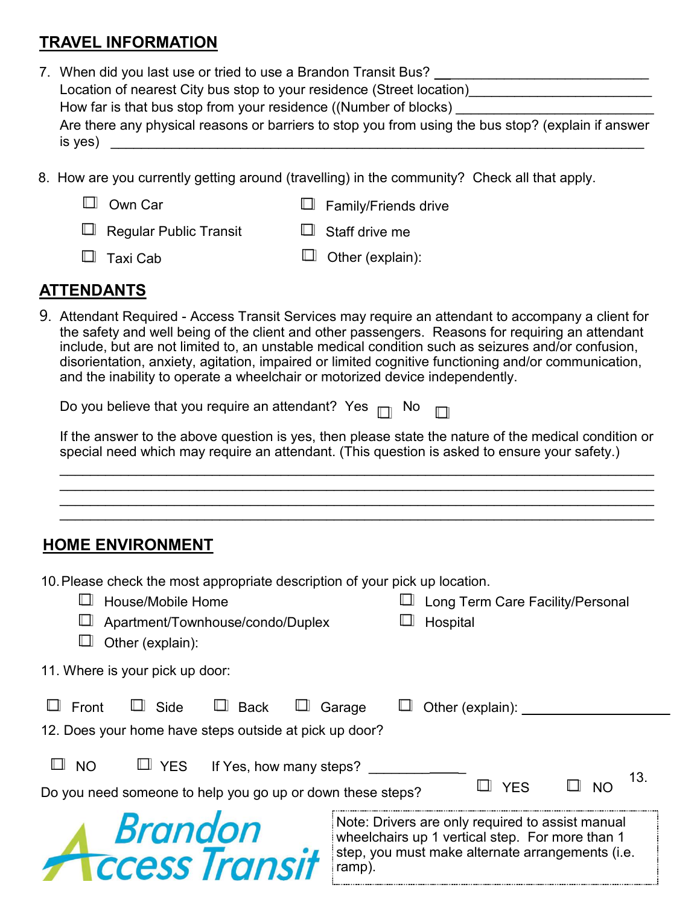## TRAVEL INFORMATION

7. When did you last use or tried to use a Brandon Transit Bus? ______________________________
   Location of nearest City bus stop to your residence (Street location)__________________________
   How far is that bus stop from your residence ((Number of blocks) ___________________________
   Are there any physical reasons or barriers to stop you from using the bus stop? (explain if answer is yes) ___________________________________________________________________________

8. How are you currently getting around (travelling) in the community? Check all that apply.

   ☐ Own Car
   ☐ Regular Public Transit
   ☐ Taxi Cab
   ☐ Family/Friends drive
   ☐ Staff drive me
   ☐ Other (explain):

## ATTENDANTS

9. Attendant Required - Access Transit Services may require an attendant to accompany a client for the safety and well being of the client and other passengers. Reasons for requiring an attendant include, but are not limited to, an unstable medical condition such as seizures and/or confusion, disorientation, anxiety, agitation, impaired or limited cognitive functioning and/or communication, and the inability to operate a wheelchair or motorized device independently.

   Do you believe that you require an attendant? Yes ☐ No ☐

   If the answer to the above question is yes, then please state the nature of the medical condition or special need which may require an attendant. (This question is asked to ensure your safety.)

   ___________________________________________________________________________
   ___________________________________________________________________________
   ___________________________________________________________________________
   ___________________________________________________________________________

## HOME ENVIRONMENT

10. Please check the most appropriate description of your pick up location.

    ☐ House/Mobile Home
    ☐ Apartment/Townhouse/condo/Duplex
    ☐ Other (explain):
    ☐ Long Term Care Facility/Personal
    ☐ Hospital

11. Where is your pick up door:

    ☐ Front ☐ Side ☐ Back ☐ Garage ☐ Other (explain): ____________________

12. Does your home have steps outside at pick up door?

    ☐ NO ☐ YES If Yes, how many steps? ____________

13. Do you need someone to help you go up or down these steps? ☐ YES ☐ NO

Brandon Access Transit

Note: Drivers are only required to assist manual wheelchairs up 1 vertical step. For more than 1 step, you must make alternate arrangements (i.e. ramp).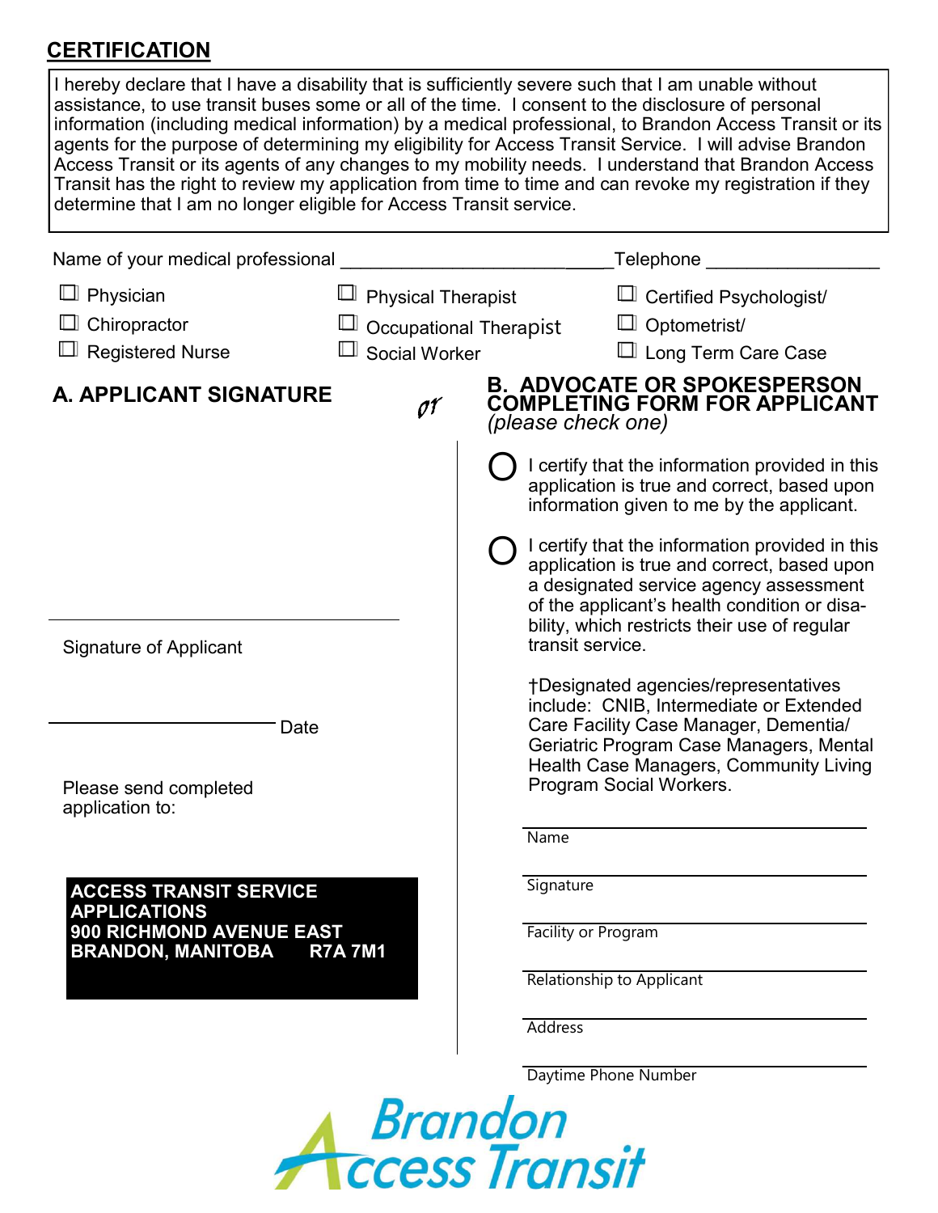## CERTIFICATION

I hereby declare that I have a disability that is sufficiently severe such that I am unable without assistance, to use transit buses some or all of the time. I consent to the disclosure of personal information (including medical information) by a medical professional, to Brandon Access Transit or its agents for the purpose of determining my eligibility for Access Transit Service. I will advise Brandon Access Transit or its agents of any changes to my mobility needs. I understand that Brandon Access Transit has the right to review my application from time to time and can revoke my registration if they determine that I am no longer eligible for Access Transit service.

Name of your medical professional ____________________________ Telephone ________________

- ☐ Physician
- ☐ Chiropractor
- ☐ Registered Nurse
- ☐ Physical Therapist
- ☐ Occupational Therapist
- ☐ Social Worker
- ☐ Certified Psychologist/
- ☐ Optometrist/
- ☐ Long Term Care Case

### A. APPLICANT SIGNATURE

_______________________________

Signature of Applicant

____________________ Date

Please send completed application to:

**ACCESS TRANSIT SERVICE APPLICATIONS**
**900 RICHMOND AVENUE EAST**
**BRANDON, MANITOBA R7A 7M1**

*or*

### B. ADVOCATE OR SPOKESPERSON COMPLETING FORM FOR APPLICANT

*(please check one)*

- ◯ I certify that the information provided in this application is true and correct, based upon information given to me by the applicant.
- ◯ I certify that the information provided in this application is true and correct, based upon a designated service agency assessment of the applicant's health condition or disability, which restricts their use of regular transit service.

†Designated agencies/representatives include: CNIB, Intermediate or Extended Care Facility Case Manager, Dementia/ Geriatric Program Case Managers, Mental Health Case Managers, Community Living Program Social Workers.

_______________________________
Name

_______________________________
Signature

_______________________________
Facility or Program

_______________________________
Relationship to Applicant

_______________________________
Address

_______________________________
Daytime Phone Number

Brandon Access Transit